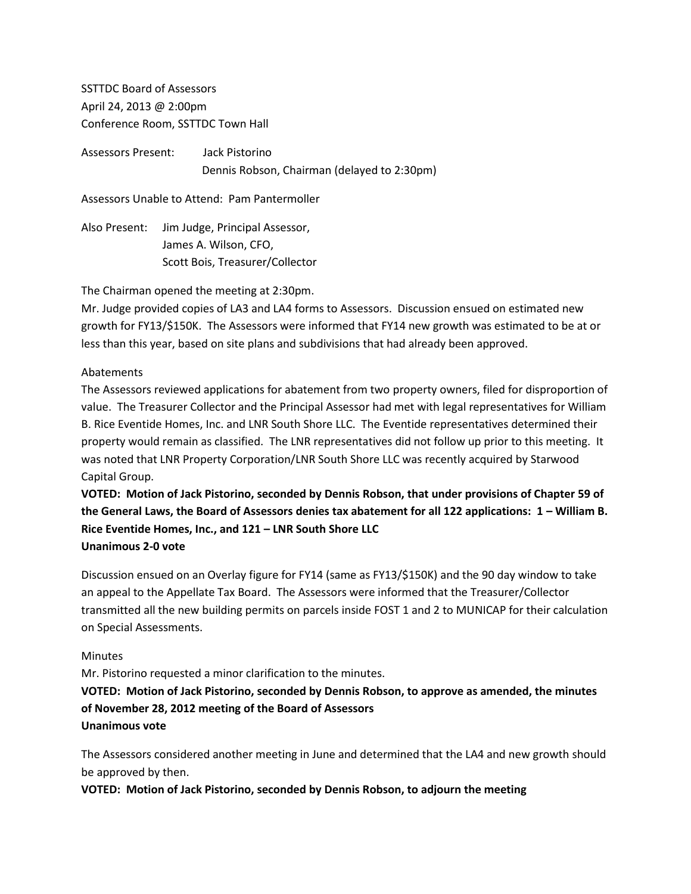SSTTDC Board of Assessors
April 24, 2013 @ 2:00pm
Conference Room, SSTTDC Town Hall

Assessors Present: Jack Pistorino
Dennis Robson, Chairman (delayed to 2:30pm)

Assessors Unable to Attend: Pam Pantermoller

Also Present: Jim Judge, Principal Assessor,
James A. Wilson, CFO,
Scott Bois, Treasurer/Collector

The Chairman opened the meeting at 2:30pm.
Mr. Judge provided copies of LA3 and LA4 forms to Assessors. Discussion ensued on estimated new growth for FY13/$150K. The Assessors were informed that FY14 new growth was estimated to be at or less than this year, based on site plans and subdivisions that had already been approved.

Abatements

The Assessors reviewed applications for abatement from two property owners, filed for disproportion of value. The Treasurer Collector and the Principal Assessor had met with legal representatives for William B. Rice Eventide Homes, Inc. and LNR South Shore LLC. The Eventide representatives determined their property would remain as classified. The LNR representatives did not follow up prior to this meeting. It was noted that LNR Property Corporation/LNR South Shore LLC was recently acquired by Starwood Capital Group.

**VOTED: Motion of Jack Pistorino, seconded by Dennis Robson, that under provisions of Chapter 59 of the General Laws, the Board of Assessors denies tax abatement for all 122 applications: 1 – William B. Rice Eventide Homes, Inc., and 121 – LNR South Shore LLC**
**Unanimous 2-0 vote**

Discussion ensued on an Overlay figure for FY14 (same as FY13/$150K) and the 90 day window to take an appeal to the Appellate Tax Board. The Assessors were informed that the Treasurer/Collector transmitted all the new building permits on parcels inside FOST 1 and 2 to MUNICAP for their calculation on Special Assessments.

Minutes

Mr. Pistorino requested a minor clarification to the minutes.

**VOTED: Motion of Jack Pistorino, seconded by Dennis Robson, to approve as amended, the minutes of November 28, 2012 meeting of the Board of Assessors**
**Unanimous vote**

The Assessors considered another meeting in June and determined that the LA4 and new growth should be approved by then.

**VOTED: Motion of Jack Pistorino, seconded by Dennis Robson, to adjourn the meeting**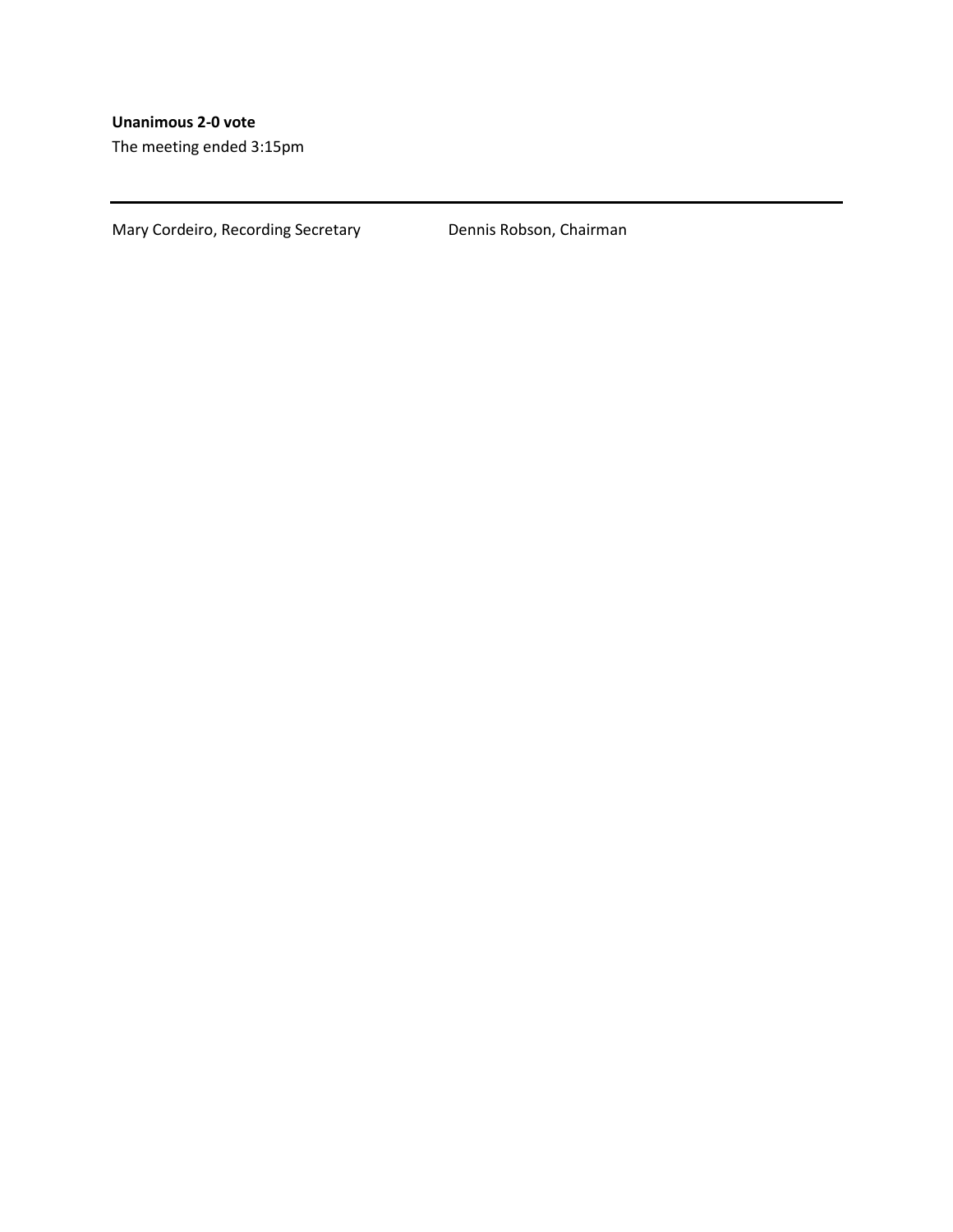**Unanimous 2-0 vote**

The meeting ended 3:15pm

---

Mary Cordeiro, Recording Secretary        Dennis Robson, Chairman